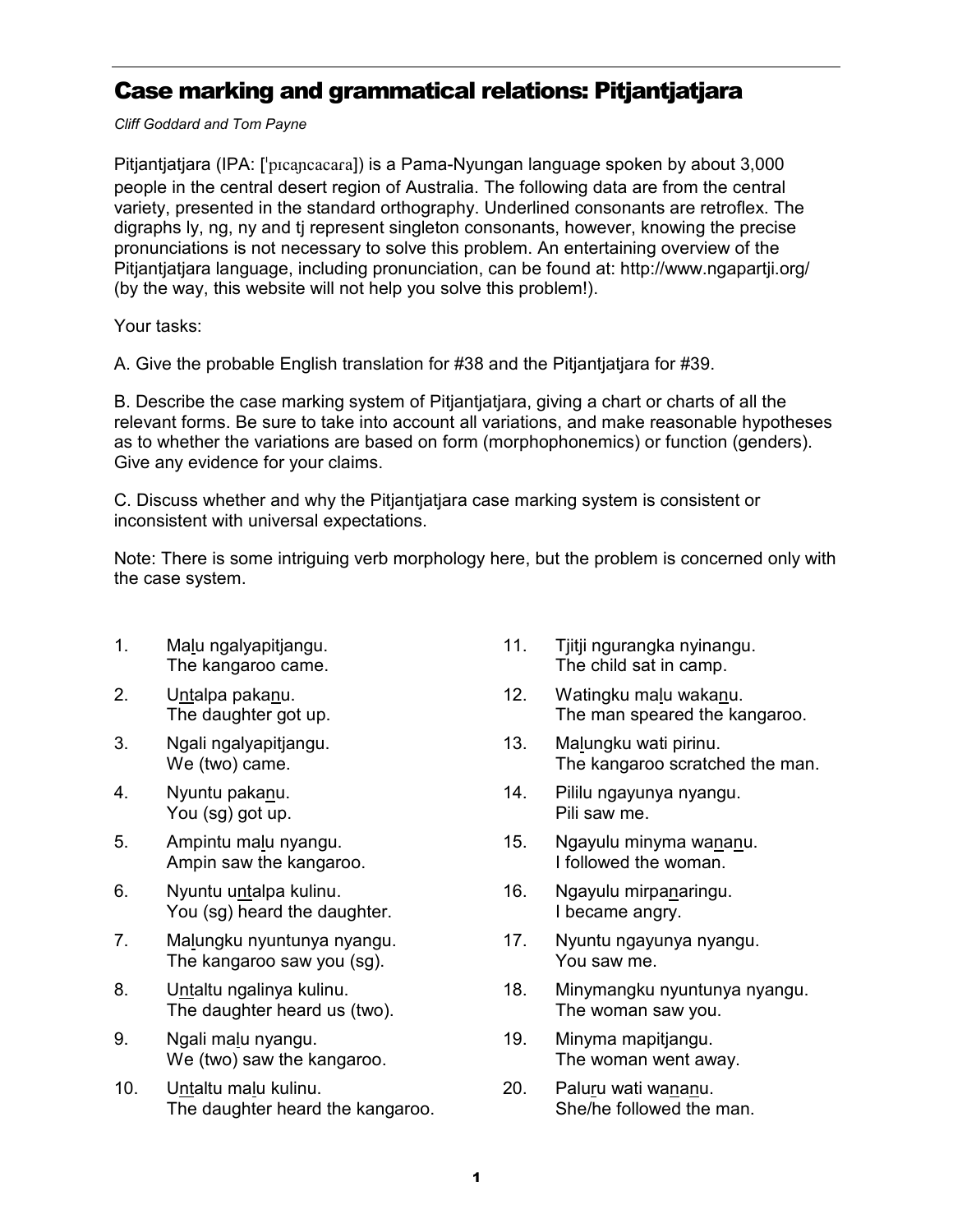# Case marking and grammatical relations: Pitjantjatjara

*Cliff Goddard and Tom Payne*

Pitjantjatjara (IPA: [ˈpɪcaɲcacara]) is a Pama-Nyungan language spoken by about 3,000 people in the central desert region of Australia. The following data are from the central variety, presented in the standard orthography. Underlined consonants are retroflex. The digraphs ly, ng, ny and tj represent singleton consonants, however, knowing the precise pronunciations is not necessary to solve this problem. An entertaining overview of the Pitjantjatjara language, including pronunciation, can be found at: http://www.ngapartji.org/ (by the way, this website will not help you solve this problem!).

Your tasks:

A. Give the probable English translation for #38 and the Pitjantjatjara for #39.

B. Describe the case marking system of Pitjantjatjara, giving a chart or charts of all the relevant forms. Be sure to take into account all variations, and make reasonable hypotheses as to whether the variations are based on form (morphophonemics) or function (genders). Give any evidence for your claims.

C. Discuss whether and why the Pitjantjatjara case marking system is consistent or inconsistent with universal expectations.

Note: There is some intriguing verb morphology here, but the problem is concerned only with the case system.

1. Ma<u>l</u>u ngalyapitjangu.
   The kangaroo came.
2. U<u>nt</u>alpa paka<u>n</u>u.
   The daughter got up.
3. Ngali ngalyapitjangu.
   We (two) came.
4. Nyuntu paka<u>n</u>u.
   You (sg) got up.
5. Ampintu ma<u>l</u>u nyangu.
   Ampin saw the kangaroo.
6. Nyuntu u<u>nt</u>alpa kulinu.
   You (sg) heard the daughter.
7. Ma<u>l</u>ungku nyuntunya nyangu.
   The kangaroo saw you (sg).
8. U<u>nt</u>altu ngalinya kulinu.
   The daughter heard us (two).
9. Ngali ma<u>l</u>u nyangu.
   We (two) saw the kangaroo.
10. U<u>nt</u>altu ma<u>l</u>u kulinu.
    The daughter heard the kangaroo.
11. Tjitji ngurangka nyinangu.
    The child sat in camp.
12. Watingku ma<u>l</u>u waka<u>n</u>u.
    The man speared the kangaroo.
13. Ma<u>l</u>ungku wati pirinu.
    The kangaroo scratched the man.
14. Pililu ngayunya nyangu.
    Pili saw me.
15. Ngayulu minyma wana<u>n</u>u.
    I followed the woman.
16. Ngayulu mirpa<u>n</u>aringu.
    I became angry.
17. Nyuntu ngayunya nyangu.
    You saw me.
18. Minymangku nyuntunya nyangu.
    The woman saw you.
19. Minyma mapitjangu.
    The woman went away.
20. Palu<u>r</u>u wati wana<u>n</u>u.
    She/he followed the man.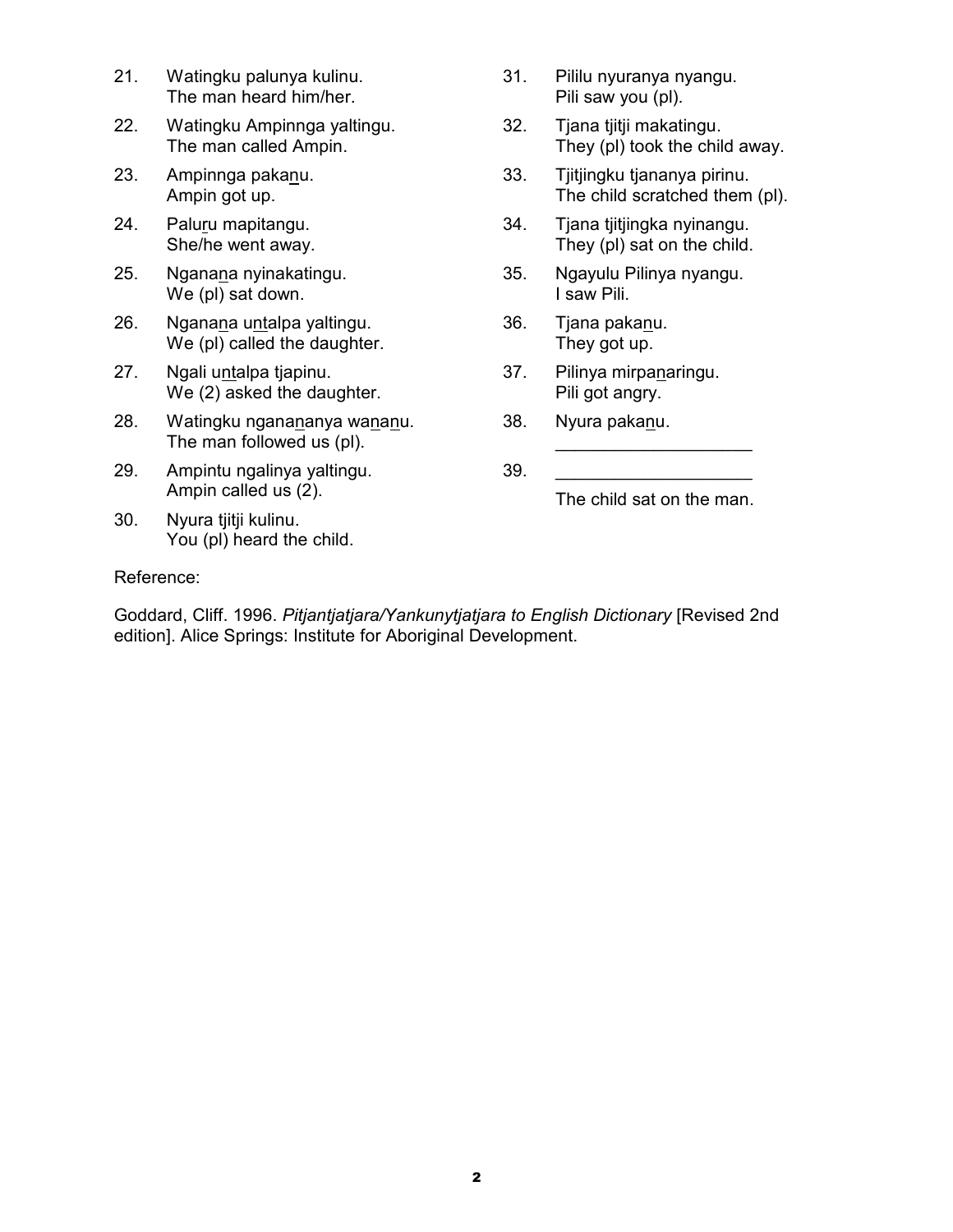21. Watingku palunya kulinu.
    The man heard him/her.

22. Watingku Ampinnga yaltingu.
    The man called Ampin.

23. Ampinnga paka<u>n</u>u.
    Ampin got up.

24. Palu<u>r</u>u mapitangu.
    She/he went away.

25. Ngana<u>n</u>a nyinakatingu.
    We (pl) sat down.

26. Ngana<u>n</u>a u<u>nt</u>alpa yaltingu.
    We (pl) called the daughter.

27. Ngali u<u>nt</u>alpa tjapinu.
    We (2) asked the daughter.

28. Watingku ngana<u>n</u>anya wa<u>n</u>a<u>n</u>u.
    The man followed us (pl).

29. Ampintu ngalinya yaltingu.
    Ampin called us (2).

30. Nyura tjitji kulinu.
    You (pl) heard the child.

31. Pililu nyuranya nyangu.
    Pili saw you (pl).

32. Tjana tjitji makatingu.
    They (pl) took the child away.

33. Tjitjingku tjananya pirinu.
    The child scratched them (pl).

34. Tjana tjitjingka nyinangu.
    They (pl) sat on the child.

35. Ngayulu Pilinya nyangu.
    I saw Pili.

36. Tjana paka<u>n</u>u.
    They got up.

37. Pilinya mirpa<u>n</u>aringu.
    Pili got angry.

38. Nyura paka<u>n</u>u.
    ____________________

39. ____________________
    The child sat on the man.

Reference:

Goddard, Cliff. 1996. *Pitjantjatjara/Yankunytjatjara to English Dictionary* [Revised 2nd edition]. Alice Springs: Institute for Aboriginal Development.